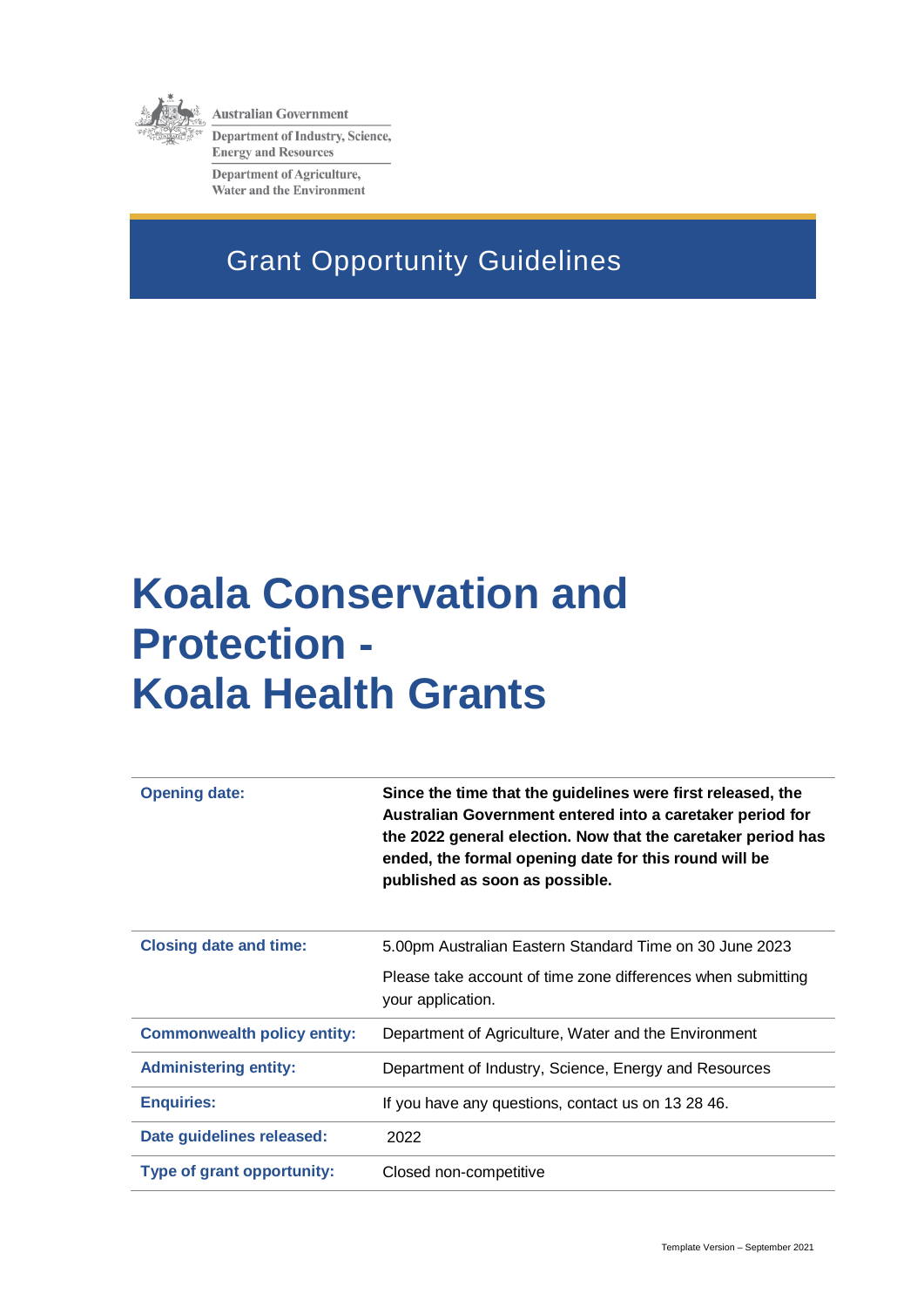Australian Government

Department of Industry, Science, Energy and Resources

Department of Agriculture, Water and the Environment

## Grant Opportunity Guidelines

# Koala Conservation and Protection - Koala Health Grants

| | |
|---|---|
| **Opening date:** | **Since the time that the guidelines were first released, the Australian Government entered into a caretaker period for the 2022 general election. Now that the caretaker period has ended, the formal opening date for this round will be published as soon as possible.** |
| **Closing date and time:** | 5.00pm Australian Eastern Standard Time on 30 June 2023<br><br>Please take account of time zone differences when submitting your application. |
| **Commonwealth policy entity:** | Department of Agriculture, Water and the Environment |
| **Administering entity:** | Department of Industry, Science, Energy and Resources |
| **Enquiries:** | If you have any questions, contact us on 13 28 46. |
| **Date guidelines released:** | 2022 |
| **Type of grant opportunity:** | Closed non-competitive |

Template Version – September 2021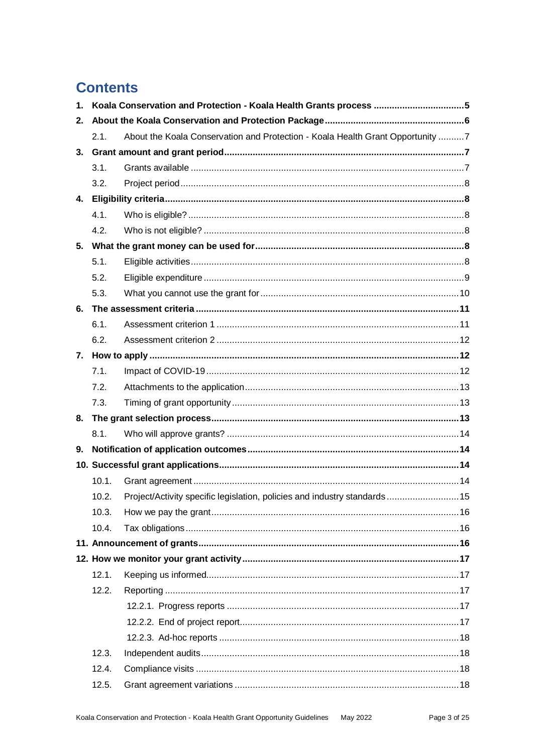# Contents

1. **Koala Conservation and Protection - Koala Health Grants process** ... 5
2. **About the Koala Conservation and Protection Package** ... 6
   - 2.1. About the Koala Conservation and Protection - Koala Health Grant Opportunity ... 7
3. **Grant amount and grant period** ... 7
   - 3.1. Grants available ... 7
   - 3.2. Project period ... 8
4. **Eligibility criteria** ... 8
   - 4.1. Who is eligible? ... 8
   - 4.2. Who is not eligible? ... 8
5. **What the grant money can be used for** ... 8
   - 5.1. Eligible activities ... 8
   - 5.2. Eligible expenditure ... 9
   - 5.3. What you cannot use the grant for ... 10
6. **The assessment criteria** ... 11
   - 6.1. Assessment criterion 1 ... 11
   - 6.2. Assessment criterion 2 ... 12
7. **How to apply** ... 12
   - 7.1. Impact of COVID-19 ... 12
   - 7.2. Attachments to the application ... 13
   - 7.3. Timing of grant opportunity ... 13
8. **The grant selection process** ... 13
   - 8.1. Who will approve grants? ... 14
9. **Notification of application outcomes** ... 14
10. **Successful grant applications** ... 14
    - 10.1. Grant agreement ... 14
    - 10.2. Project/Activity specific legislation, policies and industry standards ... 15
    - 10.3. How we pay the grant ... 16
    - 10.4. Tax obligations ... 16
11. **Announcement of grants** ... 16
12. **How we monitor your grant activity** ... 17
    - 12.1. Keeping us informed ... 17
    - 12.2. Reporting ... 17
      - 12.2.1. Progress reports ... 17
      - 12.2.2. End of project report ... 17
      - 12.2.3. Ad-hoc reports ... 18
    - 12.3. Independent audits ... 18
    - 12.4. Compliance visits ... 18
    - 12.5. Grant agreement variations ... 18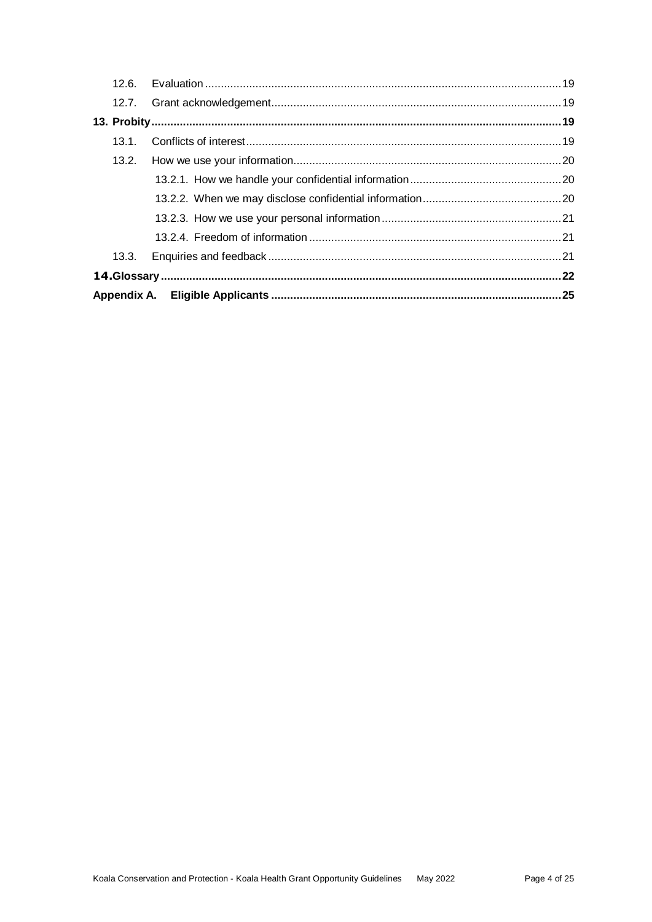12.6. Evaluation ................................................................................................................19

12.7. Grant acknowledgement...........................................................................................19

**13. Probity..................................................................................................................19**

13.1. Conflicts of interest...................................................................................................19

13.2. How we use your information....................................................................................20

13.2.1. How we handle your confidential information................................................20

13.2.2. When we may disclose confidential information............................................20

13.2.3. How we use your personal information.........................................................21

13.2.4. Freedom of information................................................................................21

13.3. Enquiries and feedback............................................................................................21

**14. Glossary..............................................................................................................22**

**Appendix A. Eligible Applicants.............................................................................25**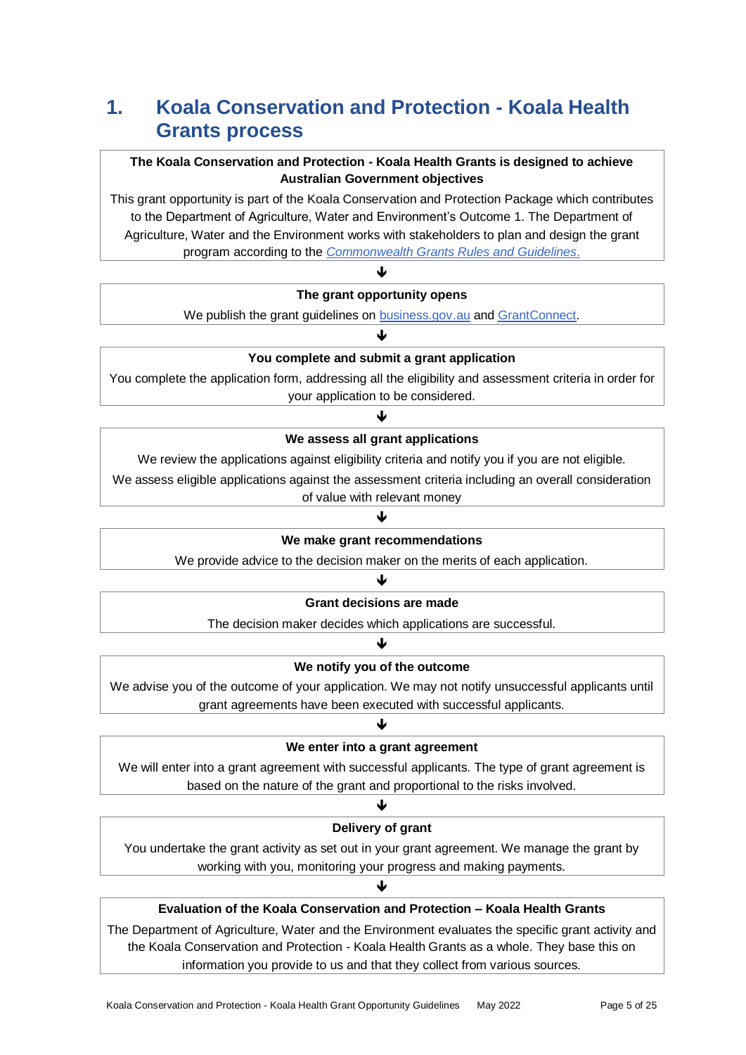# 1. Koala Conservation and Protection - Koala Health Grants process

**The Koala Conservation and Protection - Koala Health Grants is designed to achieve Australian Government objectives**

This grant opportunity is part of the Koala Conservation and Protection Package which contributes to the Department of Agriculture, Water and Environment's Outcome 1. The Department of Agriculture, Water and the Environment works with stakeholders to plan and design the grant program according to the *Commonwealth Grants Rules and Guidelines*.

↓

**The grant opportunity opens**

We publish the grant guidelines on business.gov.au and GrantConnect.

↓

**You complete and submit a grant application**

You complete the application form, addressing all the eligibility and assessment criteria in order for your application to be considered.

↓

**We assess all grant applications**

We review the applications against eligibility criteria and notify you if you are not eligible.

We assess eligible applications against the assessment criteria including an overall consideration of value with relevant money

↓

**We make grant recommendations**

We provide advice to the decision maker on the merits of each application.

↓

**Grant decisions are made**

The decision maker decides which applications are successful.

↓

**We notify you of the outcome**

We advise you of the outcome of your application. We may not notify unsuccessful applicants until grant agreements have been executed with successful applicants.

↓

**We enter into a grant agreement**

We will enter into a grant agreement with successful applicants. The type of grant agreement is based on the nature of the grant and proportional to the risks involved.

↓

**Delivery of grant**

You undertake the grant activity as set out in your grant agreement. We manage the grant by working with you, monitoring your progress and making payments.

↓

**Evaluation of the Koala Conservation and Protection – Koala Health Grants**

The Department of Agriculture, Water and the Environment evaluates the specific grant activity and the Koala Conservation and Protection - Koala Health Grants as a whole. They base this on information you provide to us and that they collect from various sources.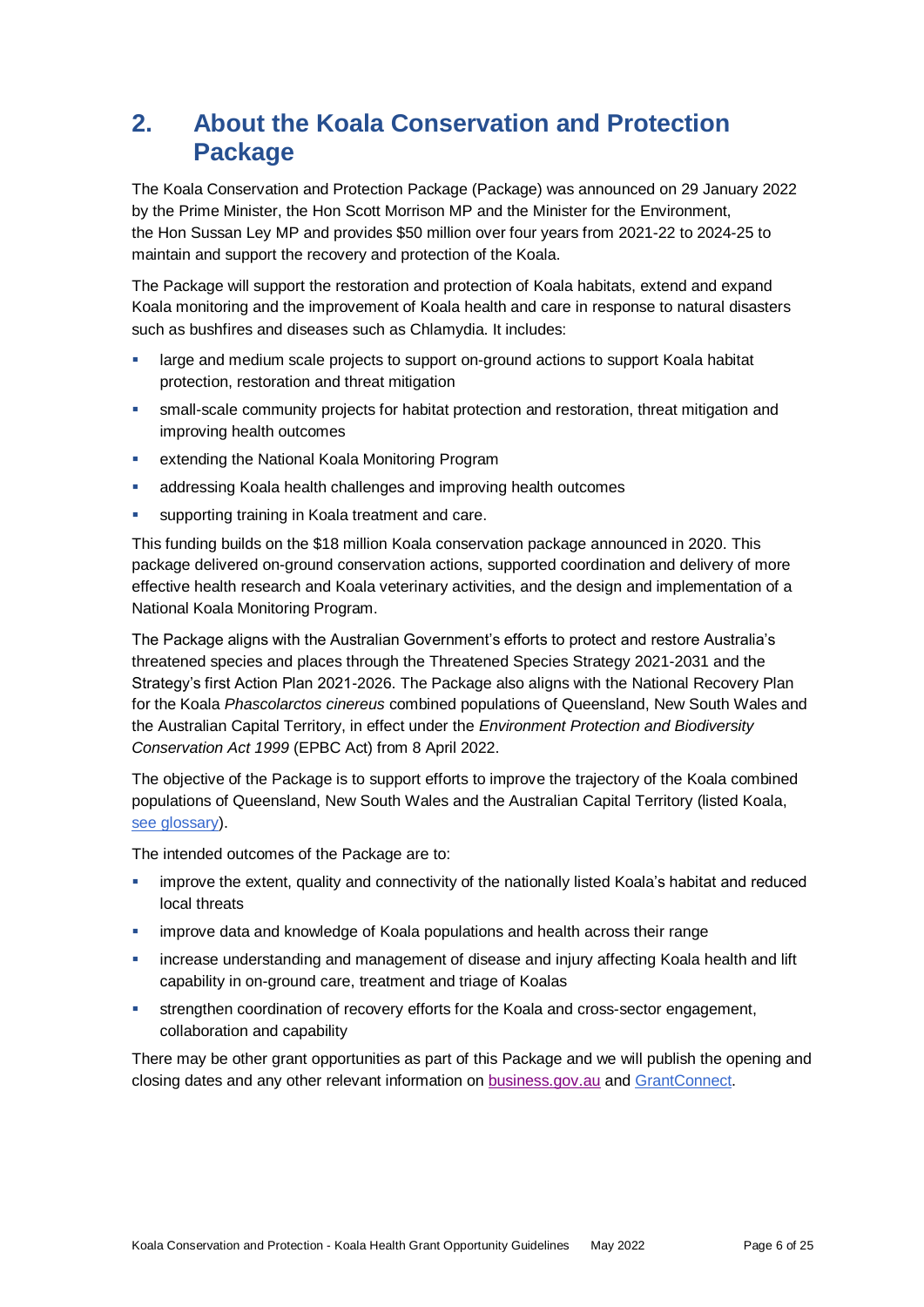## 2. About the Koala Conservation and Protection Package

The Koala Conservation and Protection Package (Package) was announced on 29 January 2022 by the Prime Minister, the Hon Scott Morrison MP and the Minister for the Environment, the Hon Sussan Ley MP and provides $50 million over four years from 2021-22 to 2024-25 to maintain and support the recovery and protection of the Koala.

The Package will support the restoration and protection of Koala habitats, extend and expand Koala monitoring and the improvement of Koala health and care in response to natural disasters such as bushfires and diseases such as Chlamydia. It includes:

- large and medium scale projects to support on-ground actions to support Koala habitat protection, restoration and threat mitigation
- small-scale community projects for habitat protection and restoration, threat mitigation and improving health outcomes
- extending the National Koala Monitoring Program
- addressing Koala health challenges and improving health outcomes
- supporting training in Koala treatment and care.

This funding builds on the $18 million Koala conservation package announced in 2020. This package delivered on-ground conservation actions, supported coordination and delivery of more effective health research and Koala veterinary activities, and the design and implementation of a National Koala Monitoring Program.

The Package aligns with the Australian Government's efforts to protect and restore Australia's threatened species and places through the Threatened Species Strategy 2021-2031 and the Strategy's first Action Plan 2021-2026. The Package also aligns with the National Recovery Plan for the Koala *Phascolarctos cinereus* combined populations of Queensland, New South Wales and the Australian Capital Territory, in effect under the *Environment Protection and Biodiversity Conservation Act 1999* (EPBC Act) from 8 April 2022.

The objective of the Package is to support efforts to improve the trajectory of the Koala combined populations of Queensland, New South Wales and the Australian Capital Territory (listed Koala, see glossary).

The intended outcomes of the Package are to:

- improve the extent, quality and connectivity of the nationally listed Koala's habitat and reduced local threats
- improve data and knowledge of Koala populations and health across their range
- increase understanding and management of disease and injury affecting Koala health and lift capability in on-ground care, treatment and triage of Koalas
- strengthen coordination of recovery efforts for the Koala and cross-sector engagement, collaboration and capability

There may be other grant opportunities as part of this Package and we will publish the opening and closing dates and any other relevant information on business.gov.au and GrantConnect.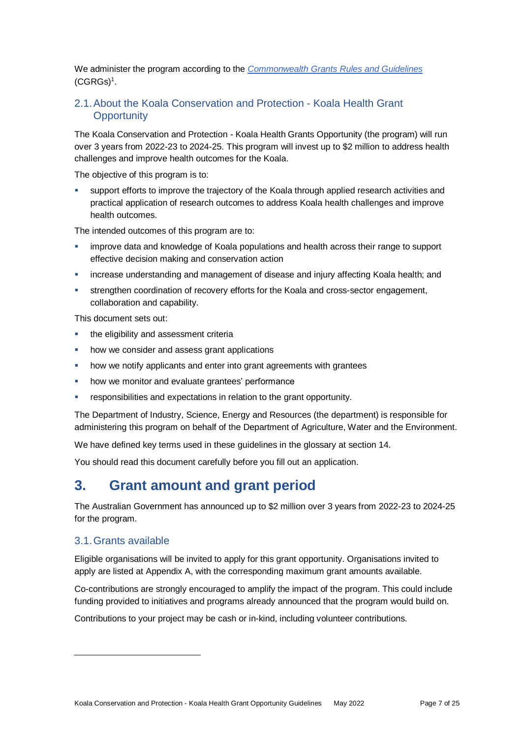We administer the program according to the *Commonwealth Grants Rules and Guidelines* (CGRGs)[1].

### 2.1. About the Koala Conservation and Protection - Koala Health Grant Opportunity

The Koala Conservation and Protection - Koala Health Grants Opportunity (the program) will run over 3 years from 2022-23 to 2024-25. This program will invest up to $2 million to address health challenges and improve health outcomes for the Koala.

The objective of this program is to:

- support efforts to improve the trajectory of the Koala through applied research activities and practical application of research outcomes to address Koala health challenges and improve health outcomes.

The intended outcomes of this program are to:

- improve data and knowledge of Koala populations and health across their range to support effective decision making and conservation action
- increase understanding and management of disease and injury affecting Koala health; and
- strengthen coordination of recovery efforts for the Koala and cross-sector engagement, collaboration and capability.

This document sets out:

- the eligibility and assessment criteria
- how we consider and assess grant applications
- how we notify applicants and enter into grant agreements with grantees
- how we monitor and evaluate grantees' performance
- responsibilities and expectations in relation to the grant opportunity.

The Department of Industry, Science, Energy and Resources (the department) is responsible for administering this program on behalf of the Department of Agriculture, Water and the Environment.

We have defined key terms used in these guidelines in the glossary at section 14.

You should read this document carefully before you fill out an application.

## 3. Grant amount and grant period

The Australian Government has announced up to $2 million over 3 years from 2022-23 to 2024-25 for the program.

### 3.1. Grants available

Eligible organisations will be invited to apply for this grant opportunity. Organisations invited to apply are listed at Appendix A, with the corresponding maximum grant amounts available.

Co-contributions are strongly encouraged to amplify the impact of the program. This could include funding provided to initiatives and programs already announced that the program would build on.

Contributions to your project may be cash or in-kind, including volunteer contributions.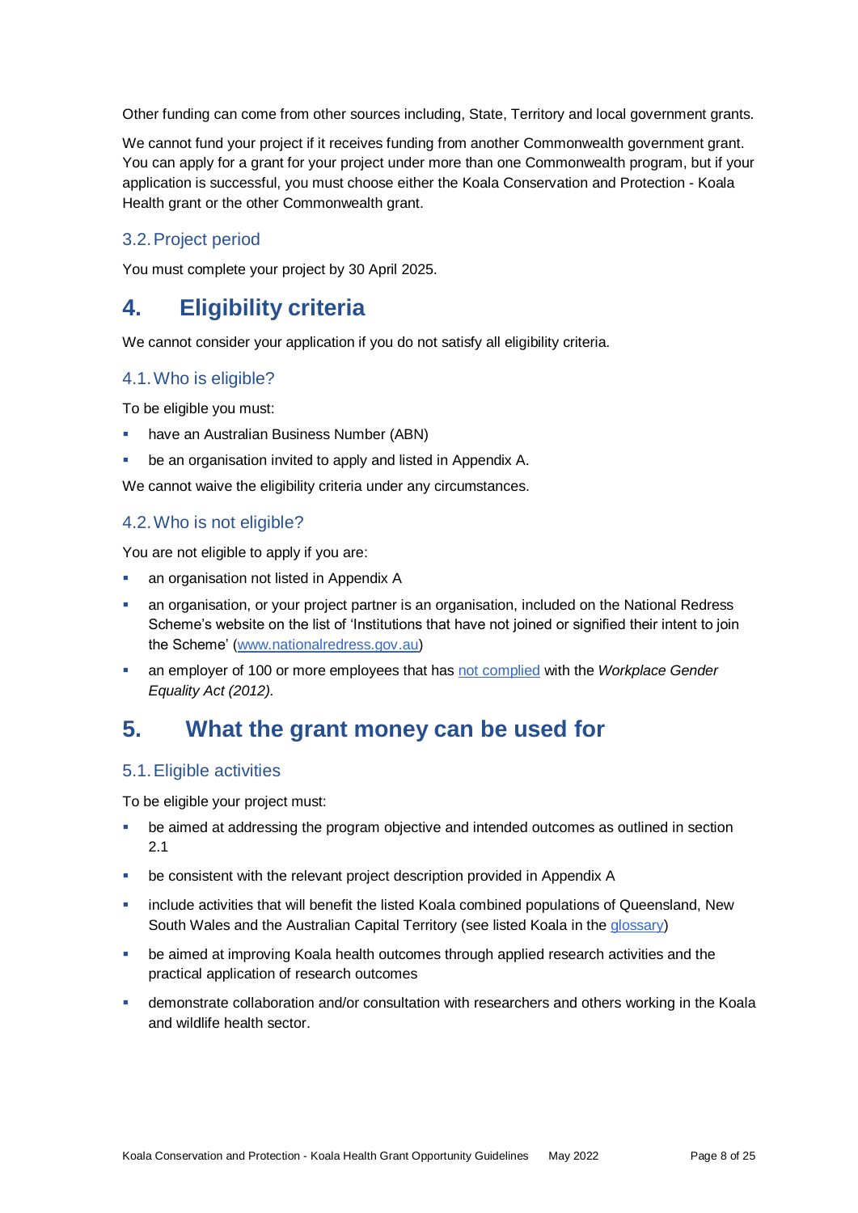Other funding can come from other sources including, State, Territory and local government grants.

We cannot fund your project if it receives funding from another Commonwealth government grant. You can apply for a grant for your project under more than one Commonwealth program, but if your application is successful, you must choose either the Koala Conservation and Protection - Koala Health grant or the other Commonwealth grant.

### 3.2. Project period

You must complete your project by 30 April 2025.

## 4. Eligibility criteria

We cannot consider your application if you do not satisfy all eligibility criteria.

### 4.1. Who is eligible?

To be eligible you must:

- have an Australian Business Number (ABN)
- be an organisation invited to apply and listed in Appendix A.

We cannot waive the eligibility criteria under any circumstances.

### 4.2. Who is not eligible?

You are not eligible to apply if you are:

- an organisation not listed in Appendix A
- an organisation, or your project partner is an organisation, included on the National Redress Scheme's website on the list of 'Institutions that have not joined or signified their intent to join the Scheme' (www.nationalredress.gov.au)
- an employer of 100 or more employees that has not complied with the *Workplace Gender Equality Act (2012).*

## 5. What the grant money can be used for

### 5.1. Eligible activities

To be eligible your project must:

- be aimed at addressing the program objective and intended outcomes as outlined in section 2.1
- be consistent with the relevant project description provided in Appendix A
- include activities that will benefit the listed Koala combined populations of Queensland, New South Wales and the Australian Capital Territory (see listed Koala in the glossary)
- be aimed at improving Koala health outcomes through applied research activities and the practical application of research outcomes
- demonstrate collaboration and/or consultation with researchers and others working in the Koala and wildlife health sector.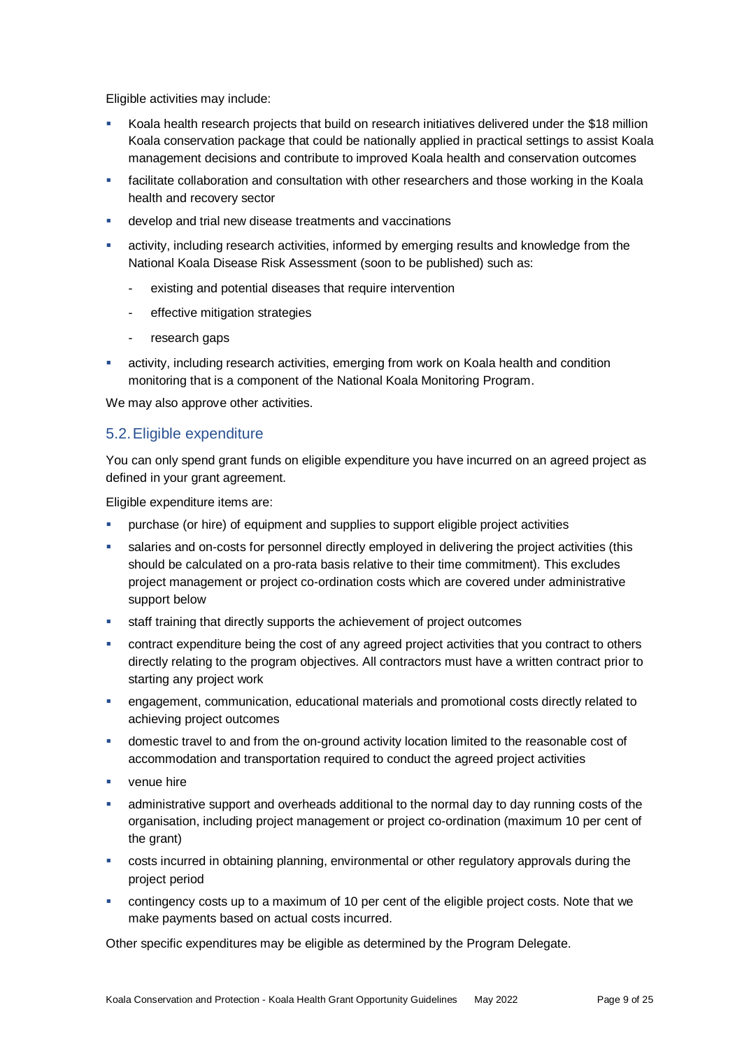Eligible activities may include:

- Koala health research projects that build on research initiatives delivered under the $18 million Koala conservation package that could be nationally applied in practical settings to assist Koala management decisions and contribute to improved Koala health and conservation outcomes
- facilitate collaboration and consultation with other researchers and those working in the Koala health and recovery sector
- develop and trial new disease treatments and vaccinations
- activity, including research activities, informed by emerging results and knowledge from the National Koala Disease Risk Assessment (soon to be published) such as:
  - existing and potential diseases that require intervention
  - effective mitigation strategies
  - research gaps
- activity, including research activities, emerging from work on Koala health and condition monitoring that is a component of the National Koala Monitoring Program.

We may also approve other activities.

## 5.2. Eligible expenditure

You can only spend grant funds on eligible expenditure you have incurred on an agreed project as defined in your grant agreement.

Eligible expenditure items are:

- purchase (or hire) of equipment and supplies to support eligible project activities
- salaries and on-costs for personnel directly employed in delivering the project activities (this should be calculated on a pro-rata basis relative to their time commitment). This excludes project management or project co-ordination costs which are covered under administrative support below
- staff training that directly supports the achievement of project outcomes
- contract expenditure being the cost of any agreed project activities that you contract to others directly relating to the program objectives. All contractors must have a written contract prior to starting any project work
- engagement, communication, educational materials and promotional costs directly related to achieving project outcomes
- domestic travel to and from the on-ground activity location limited to the reasonable cost of accommodation and transportation required to conduct the agreed project activities
- venue hire
- administrative support and overheads additional to the normal day to day running costs of the organisation, including project management or project co-ordination (maximum 10 per cent of the grant)
- costs incurred in obtaining planning, environmental or other regulatory approvals during the project period
- contingency costs up to a maximum of 10 per cent of the eligible project costs. Note that we make payments based on actual costs incurred.

Other specific expenditures may be eligible as determined by the Program Delegate.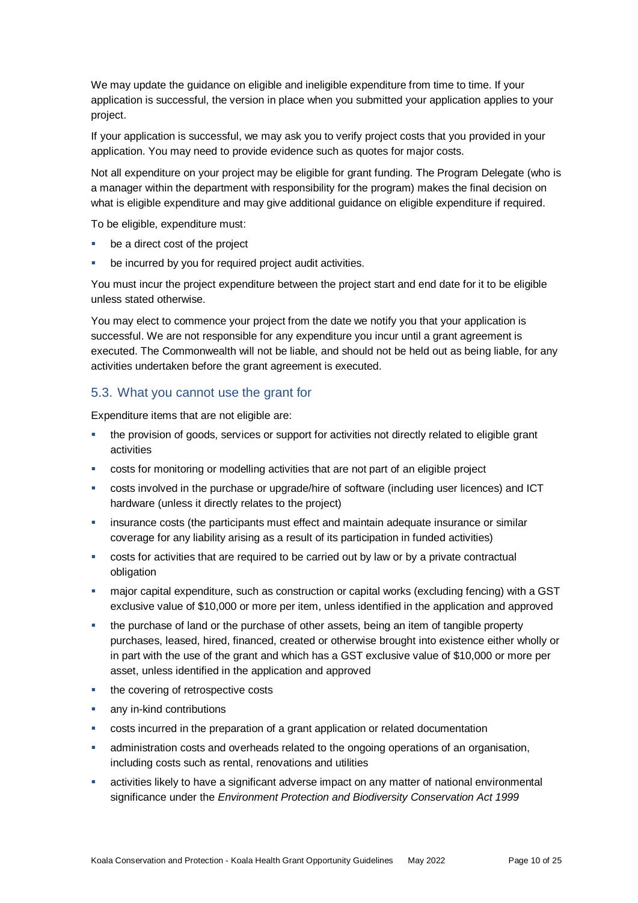We may update the guidance on eligible and ineligible expenditure from time to time. If your application is successful, the version in place when you submitted your application applies to your project.

If your application is successful, we may ask you to verify project costs that you provided in your application. You may need to provide evidence such as quotes for major costs.

Not all expenditure on your project may be eligible for grant funding. The Program Delegate (who is a manager within the department with responsibility for the program) makes the final decision on what is eligible expenditure and may give additional guidance on eligible expenditure if required.

To be eligible, expenditure must:

- be a direct cost of the project
- be incurred by you for required project audit activities.

You must incur the project expenditure between the project start and end date for it to be eligible unless stated otherwise.

You may elect to commence your project from the date we notify you that your application is successful. We are not responsible for any expenditure you incur until a grant agreement is executed. The Commonwealth will not be liable, and should not be held out as being liable, for any activities undertaken before the grant agreement is executed.

## 5.3. What you cannot use the grant for

Expenditure items that are not eligible are:

- the provision of goods, services or support for activities not directly related to eligible grant activities
- costs for monitoring or modelling activities that are not part of an eligible project
- costs involved in the purchase or upgrade/hire of software (including user licences) and ICT hardware (unless it directly relates to the project)
- insurance costs (the participants must effect and maintain adequate insurance or similar coverage for any liability arising as a result of its participation in funded activities)
- costs for activities that are required to be carried out by law or by a private contractual obligation
- major capital expenditure, such as construction or capital works (excluding fencing) with a GST exclusive value of $10,000 or more per item, unless identified in the application and approved
- the purchase of land or the purchase of other assets, being an item of tangible property purchases, leased, hired, financed, created or otherwise brought into existence either wholly or in part with the use of the grant and which has a GST exclusive value of $10,000 or more per asset, unless identified in the application and approved
- the covering of retrospective costs
- any in-kind contributions
- costs incurred in the preparation of a grant application or related documentation
- administration costs and overheads related to the ongoing operations of an organisation, including costs such as rental, renovations and utilities
- activities likely to have a significant adverse impact on any matter of national environmental significance under the *Environment Protection and Biodiversity Conservation Act 1999*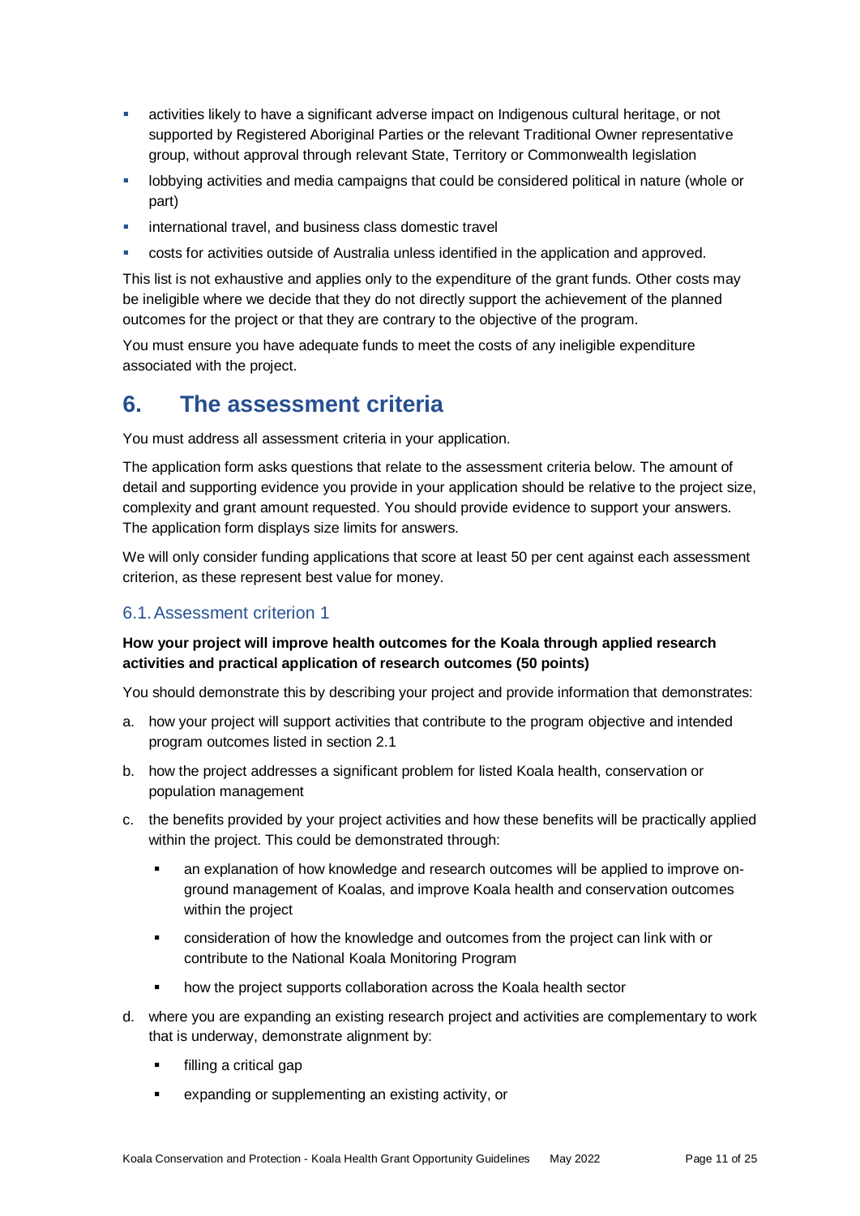- activities likely to have a significant adverse impact on Indigenous cultural heritage, or not supported by Registered Aboriginal Parties or the relevant Traditional Owner representative group, without approval through relevant State, Territory or Commonwealth legislation
- lobbying activities and media campaigns that could be considered political in nature (whole or part)
- international travel, and business class domestic travel
- costs for activities outside of Australia unless identified in the application and approved.

This list is not exhaustive and applies only to the expenditure of the grant funds. Other costs may be ineligible where we decide that they do not directly support the achievement of the planned outcomes for the project or that they are contrary to the objective of the program.

You must ensure you have adequate funds to meet the costs of any ineligible expenditure associated with the project.

# 6. The assessment criteria

You must address all assessment criteria in your application.

The application form asks questions that relate to the assessment criteria below. The amount of detail and supporting evidence you provide in your application should be relative to the project size, complexity and grant amount requested. You should provide evidence to support your answers. The application form displays size limits for answers.

We will only consider funding applications that score at least 50 per cent against each assessment criterion, as these represent best value for money.

## 6.1. Assessment criterion 1

**How your project will improve health outcomes for the Koala through applied research activities and practical application of research outcomes (50 points)**

You should demonstrate this by describing your project and provide information that demonstrates:

a. how your project will support activities that contribute to the program objective and intended program outcomes listed in section 2.1
b. how the project addresses a significant problem for listed Koala health, conservation or population management
c. the benefits provided by your project activities and how these benefits will be practically applied within the project. This could be demonstrated through:
    - an explanation of how knowledge and research outcomes will be applied to improve on-ground management of Koalas, and improve Koala health and conservation outcomes within the project
    - consideration of how the knowledge and outcomes from the project can link with or contribute to the National Koala Monitoring Program
    - how the project supports collaboration across the Koala health sector
d. where you are expanding an existing research project and activities are complementary to work that is underway, demonstrate alignment by:
    - filling a critical gap
    - expanding or supplementing an existing activity, or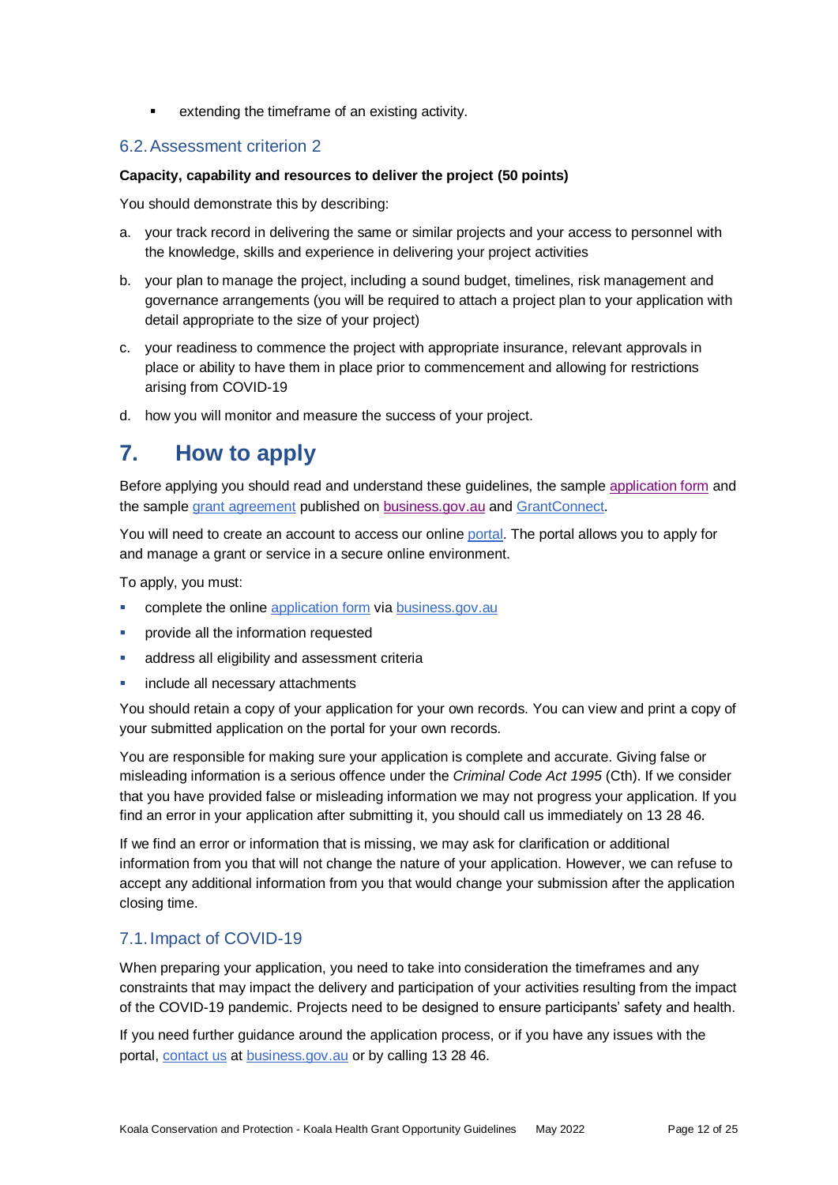- extending the timeframe of an existing activity.

### 6.2. Assessment criterion 2

**Capacity, capability and resources to deliver the project (50 points)**

You should demonstrate this by describing:

a. your track record in delivering the same or similar projects and your access to personnel with the knowledge, skills and experience in delivering your project activities

b. your plan to manage the project, including a sound budget, timelines, risk management and governance arrangements (you will be required to attach a project plan to your application with detail appropriate to the size of your project)

c. your readiness to commence the project with appropriate insurance, relevant approvals in place or ability to have them in place prior to commencement and allowing for restrictions arising from COVID-19

d. how you will monitor and measure the success of your project.

## 7. How to apply

Before applying you should read and understand these guidelines, the sample application form and the sample grant agreement published on business.gov.au and GrantConnect.

You will need to create an account to access our online portal. The portal allows you to apply for and manage a grant or service in a secure online environment.

To apply, you must:

- complete the online application form via business.gov.au
- provide all the information requested
- address all eligibility and assessment criteria
- include all necessary attachments

You should retain a copy of your application for your own records. You can view and print a copy of your submitted application on the portal for your own records.

You are responsible for making sure your application is complete and accurate. Giving false or misleading information is a serious offence under the *Criminal Code Act 1995* (Cth). If we consider that you have provided false or misleading information we may not progress your application. If you find an error in your application after submitting it, you should call us immediately on 13 28 46.

If we find an error or information that is missing, we may ask for clarification or additional information from you that will not change the nature of your application. However, we can refuse to accept any additional information from you that would change your submission after the application closing time.

### 7.1. Impact of COVID-19

When preparing your application, you need to take into consideration the timeframes and any constraints that may impact the delivery and participation of your activities resulting from the impact of the COVID-19 pandemic. Projects need to be designed to ensure participants' safety and health.

If you need further guidance around the application process, or if you have any issues with the portal, contact us at business.gov.au or by calling 13 28 46.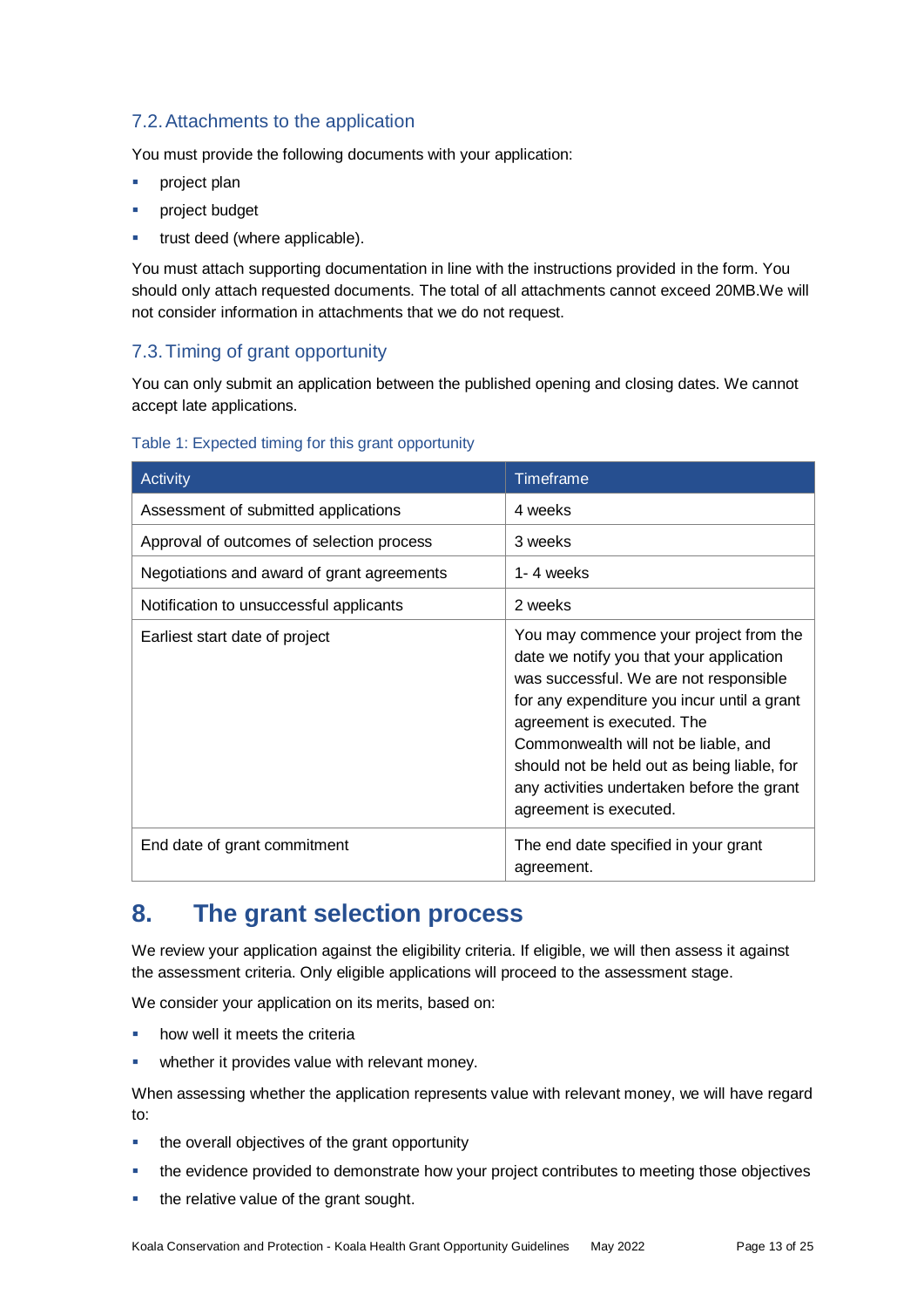### 7.2. Attachments to the application

You must provide the following documents with your application:

- project plan
- project budget
- trust deed (where applicable).

You must attach supporting documentation in line with the instructions provided in the form. You should only attach requested documents. The total of all attachments cannot exceed 20MB.We will not consider information in attachments that we do not request.

### 7.3. Timing of grant opportunity

You can only submit an application between the published opening and closing dates. We cannot accept late applications.

Table 1: Expected timing for this grant opportunity

| Activity | Timeframe |
|---|---|
| Assessment of submitted applications | 4 weeks |
| Approval of outcomes of selection process | 3 weeks |
| Negotiations and award of grant agreements | 1- 4 weeks |
| Notification to unsuccessful applicants | 2 weeks |
| Earliest start date of project | You may commence your project from the date we notify you that your application was successful. We are not responsible for any expenditure you incur until a grant agreement is executed. The Commonwealth will not be liable, and should not be held out as being liable, for any activities undertaken before the grant agreement is executed. |
| End date of grant commitment | The end date specified in your grant agreement. |

## 8. The grant selection process

We review your application against the eligibility criteria. If eligible, we will then assess it against the assessment criteria. Only eligible applications will proceed to the assessment stage.

We consider your application on its merits, based on:

- how well it meets the criteria
- whether it provides value with relevant money.

When assessing whether the application represents value with relevant money, we will have regard to:

- the overall objectives of the grant opportunity
- the evidence provided to demonstrate how your project contributes to meeting those objectives
- the relative value of the grant sought.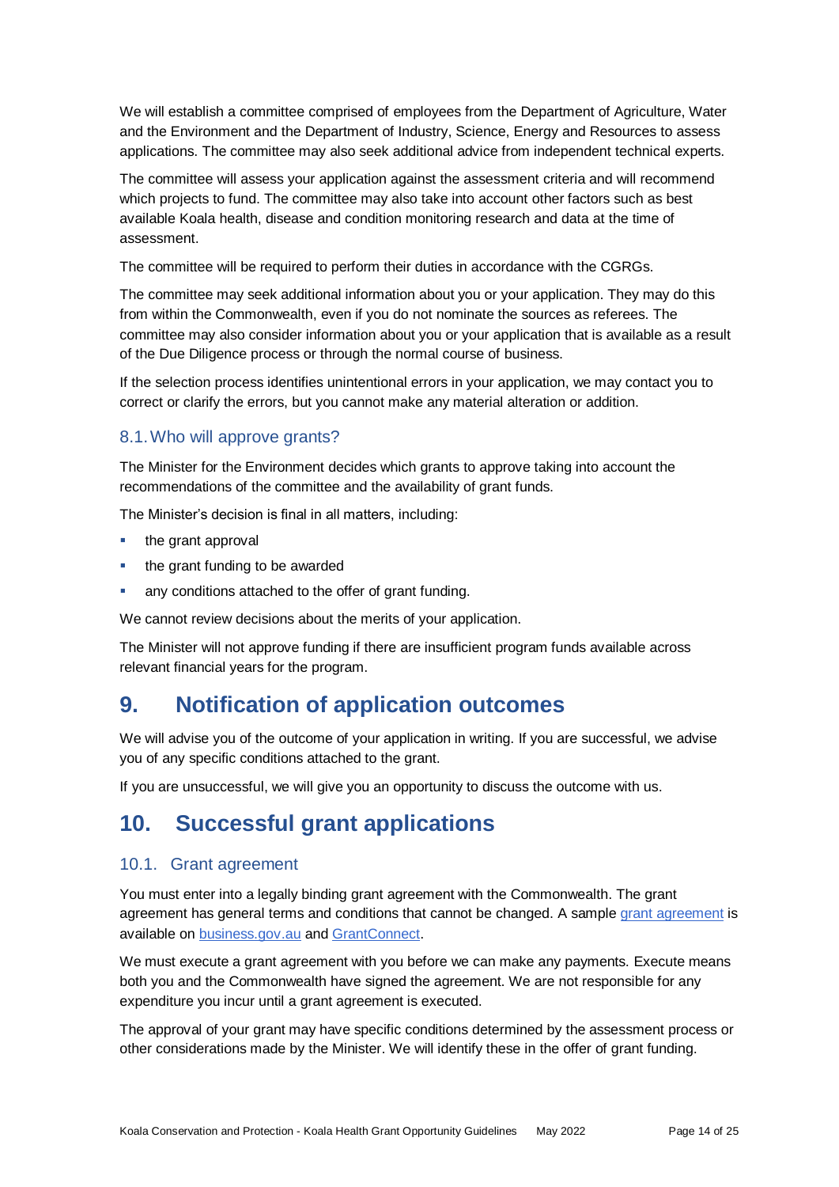We will establish a committee comprised of employees from the Department of Agriculture, Water and the Environment and the Department of Industry, Science, Energy and Resources to assess applications. The committee may also seek additional advice from independent technical experts.

The committee will assess your application against the assessment criteria and will recommend which projects to fund. The committee may also take into account other factors such as best available Koala health, disease and condition monitoring research and data at the time of assessment.

The committee will be required to perform their duties in accordance with the CGRGs.

The committee may seek additional information about you or your application. They may do this from within the Commonwealth, even if you do not nominate the sources as referees. The committee may also consider information about you or your application that is available as a result of the Due Diligence process or through the normal course of business.

If the selection process identifies unintentional errors in your application, we may contact you to correct or clarify the errors, but you cannot make any material alteration or addition.

### 8.1. Who will approve grants?

The Minister for the Environment decides which grants to approve taking into account the recommendations of the committee and the availability of grant funds.

The Minister's decision is final in all matters, including:

- the grant approval
- the grant funding to be awarded
- any conditions attached to the offer of grant funding.

We cannot review decisions about the merits of your application.

The Minister will not approve funding if there are insufficient program funds available across relevant financial years for the program.

## 9. Notification of application outcomes

We will advise you of the outcome of your application in writing. If you are successful, we advise you of any specific conditions attached to the grant.

If you are unsuccessful, we will give you an opportunity to discuss the outcome with us.

## 10. Successful grant applications

### 10.1. Grant agreement

You must enter into a legally binding grant agreement with the Commonwealth. The grant agreement has general terms and conditions that cannot be changed. A sample grant agreement is available on business.gov.au and GrantConnect.

We must execute a grant agreement with you before we can make any payments. Execute means both you and the Commonwealth have signed the agreement. We are not responsible for any expenditure you incur until a grant agreement is executed.

The approval of your grant may have specific conditions determined by the assessment process or other considerations made by the Minister. We will identify these in the offer of grant funding.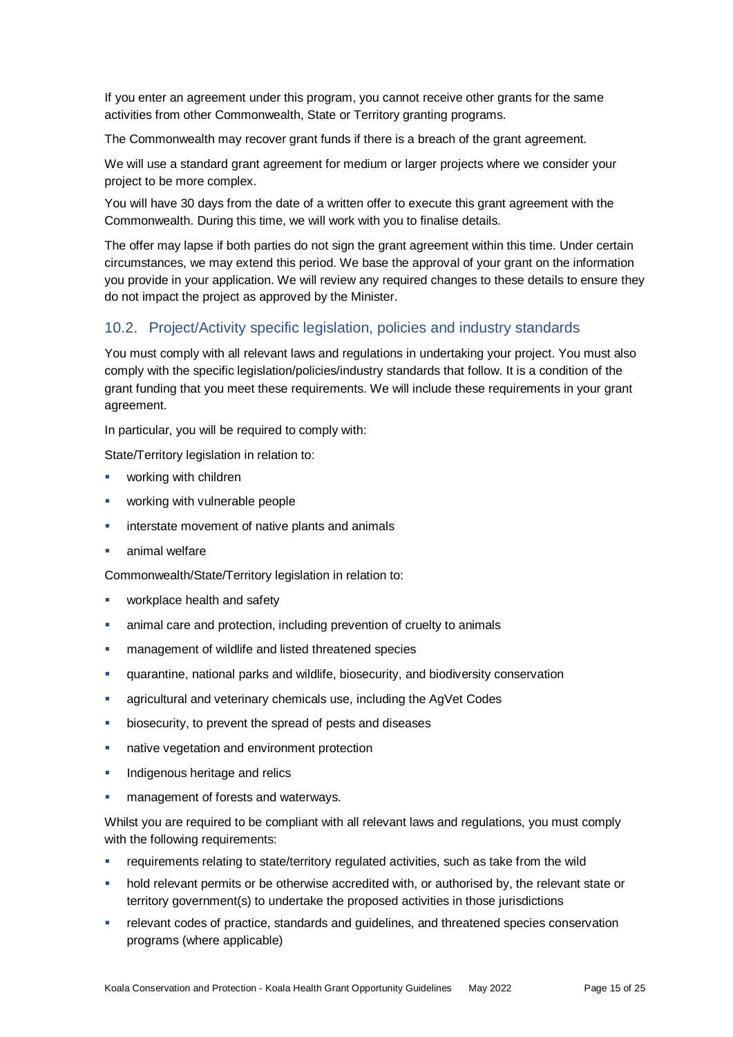If you enter an agreement under this program, you cannot receive other grants for the same activities from other Commonwealth, State or Territory granting programs.

The Commonwealth may recover grant funds if there is a breach of the grant agreement.

We will use a standard grant agreement for medium or larger projects where we consider your project to be more complex.

You will have 30 days from the date of a written offer to execute this grant agreement with the Commonwealth. During this time, we will work with you to finalise details.

The offer may lapse if both parties do not sign the grant agreement within this time. Under certain circumstances, we may extend this period. We base the approval of your grant on the information you provide in your application. We will review any required changes to these details to ensure they do not impact the project as approved by the Minister.

## 10.2. Project/Activity specific legislation, policies and industry standards

You must comply with all relevant laws and regulations in undertaking your project. You must also comply with the specific legislation/policies/industry standards that follow. It is a condition of the grant funding that you meet these requirements. We will include these requirements in your grant agreement.

In particular, you will be required to comply with:

State/Territory legislation in relation to:

- working with children
- working with vulnerable people
- interstate movement of native plants and animals
- animal welfare

Commonwealth/State/Territory legislation in relation to:

- workplace health and safety
- animal care and protection, including prevention of cruelty to animals
- management of wildlife and listed threatened species
- quarantine, national parks and wildlife, biosecurity, and biodiversity conservation
- agricultural and veterinary chemicals use, including the AgVet Codes
- biosecurity, to prevent the spread of pests and diseases
- native vegetation and environment protection
- Indigenous heritage and relics
- management of forests and waterways.

Whilst you are required to be compliant with all relevant laws and regulations, you must comply with the following requirements:

- requirements relating to state/territory regulated activities, such as take from the wild
- hold relevant permits or be otherwise accredited with, or authorised by, the relevant state or territory government(s) to undertake the proposed activities in those jurisdictions
- relevant codes of practice, standards and guidelines, and threatened species conservation programs (where applicable)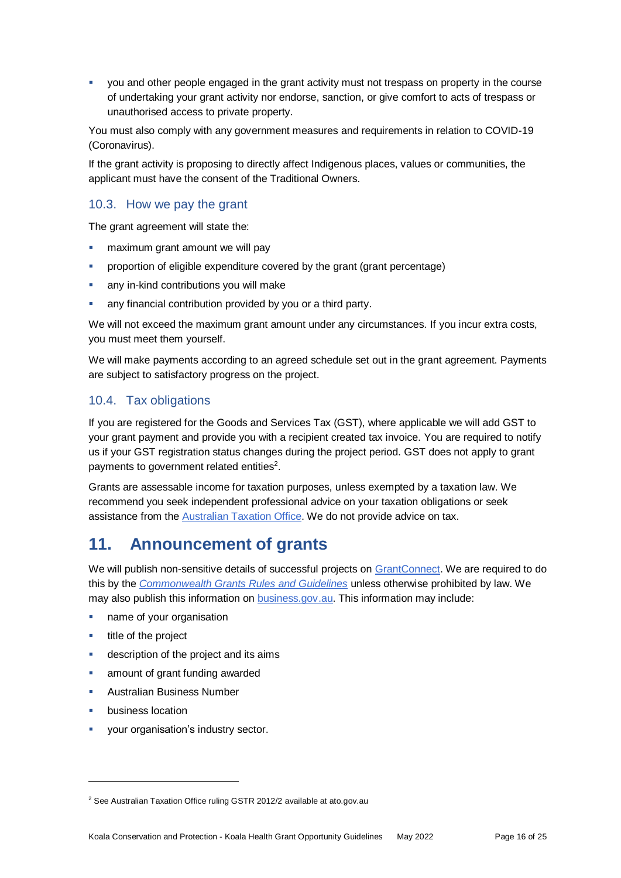- you and other people engaged in the grant activity must not trespass on property in the course of undertaking your grant activity nor endorse, sanction, or give comfort to acts of trespass or unauthorised access to private property.

You must also comply with any government measures and requirements in relation to COVID-19 (Coronavirus).

If the grant activity is proposing to directly affect Indigenous places, values or communities, the applicant must have the consent of the Traditional Owners.

### 10.3. How we pay the grant

The grant agreement will state the:

- maximum grant amount we will pay
- proportion of eligible expenditure covered by the grant (grant percentage)
- any in-kind contributions you will make
- any financial contribution provided by you or a third party.

We will not exceed the maximum grant amount under any circumstances. If you incur extra costs, you must meet them yourself.

We will make payments according to an agreed schedule set out in the grant agreement. Payments are subject to satisfactory progress on the project.

### 10.4. Tax obligations

If you are registered for the Goods and Services Tax (GST), where applicable we will add GST to your grant payment and provide you with a recipient created tax invoice. You are required to notify us if your GST registration status changes during the project period. GST does not apply to grant payments to government related entities[2].

Grants are assessable income for taxation purposes, unless exempted by a taxation law. We recommend you seek independent professional advice on your taxation obligations or seek assistance from the Australian Taxation Office. We do not provide advice on tax.

## 11. Announcement of grants

We will publish non-sensitive details of successful projects on GrantConnect. We are required to do this by the *Commonwealth Grants Rules and Guidelines* unless otherwise prohibited by law. We may also publish this information on business.gov.au. This information may include:

- name of your organisation
- title of the project
- description of the project and its aims
- amount of grant funding awarded
- Australian Business Number
- business location
- your organisation's industry sector.

---

[2] See Australian Taxation Office ruling GSTR 2012/2 available at ato.gov.au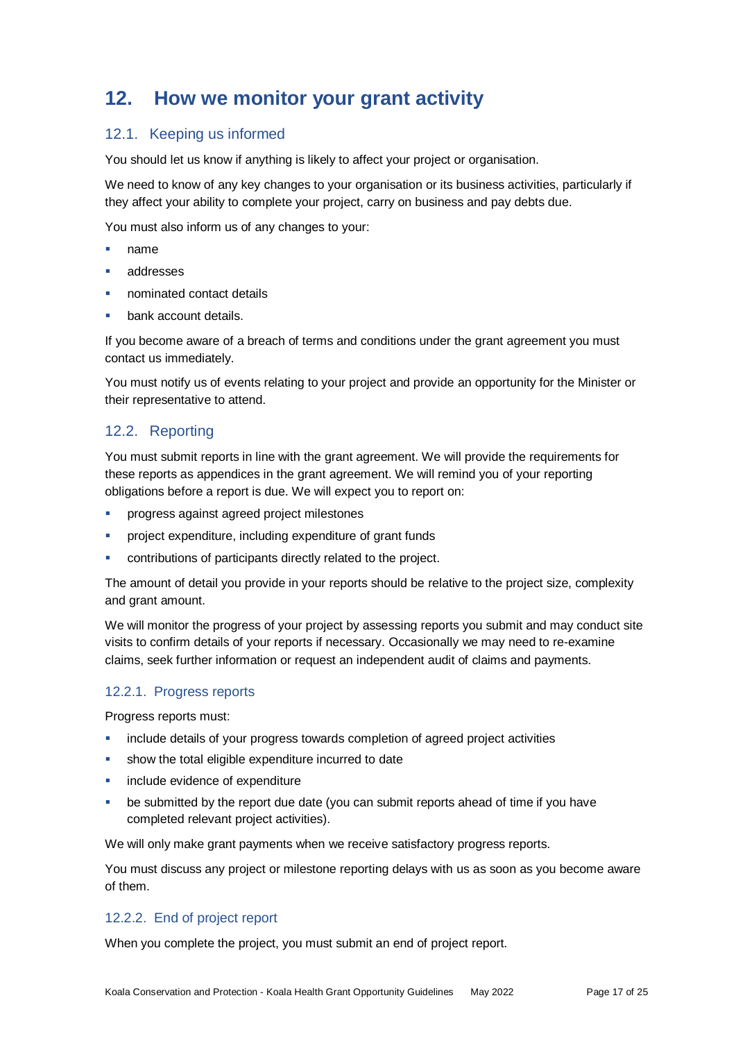# 12. How we monitor your grant activity

## 12.1. Keeping us informed

You should let us know if anything is likely to affect your project or organisation.

We need to know of any key changes to your organisation or its business activities, particularly if they affect your ability to complete your project, carry on business and pay debts due.

You must also inform us of any changes to your:

- name
- addresses
- nominated contact details
- bank account details.

If you become aware of a breach of terms and conditions under the grant agreement you must contact us immediately.

You must notify us of events relating to your project and provide an opportunity for the Minister or their representative to attend.

## 12.2. Reporting

You must submit reports in line with the grant agreement. We will provide the requirements for these reports as appendices in the grant agreement. We will remind you of your reporting obligations before a report is due. We will expect you to report on:

- progress against agreed project milestones
- project expenditure, including expenditure of grant funds
- contributions of participants directly related to the project.

The amount of detail you provide in your reports should be relative to the project size, complexity and grant amount.

We will monitor the progress of your project by assessing reports you submit and may conduct site visits to confirm details of your reports if necessary. Occasionally we may need to re-examine claims, seek further information or request an independent audit of claims and payments.

### 12.2.1. Progress reports

Progress reports must:

- include details of your progress towards completion of agreed project activities
- show the total eligible expenditure incurred to date
- include evidence of expenditure
- be submitted by the report due date (you can submit reports ahead of time if you have completed relevant project activities).

We will only make grant payments when we receive satisfactory progress reports.

You must discuss any project or milestone reporting delays with us as soon as you become aware of them.

### 12.2.2. End of project report

When you complete the project, you must submit an end of project report.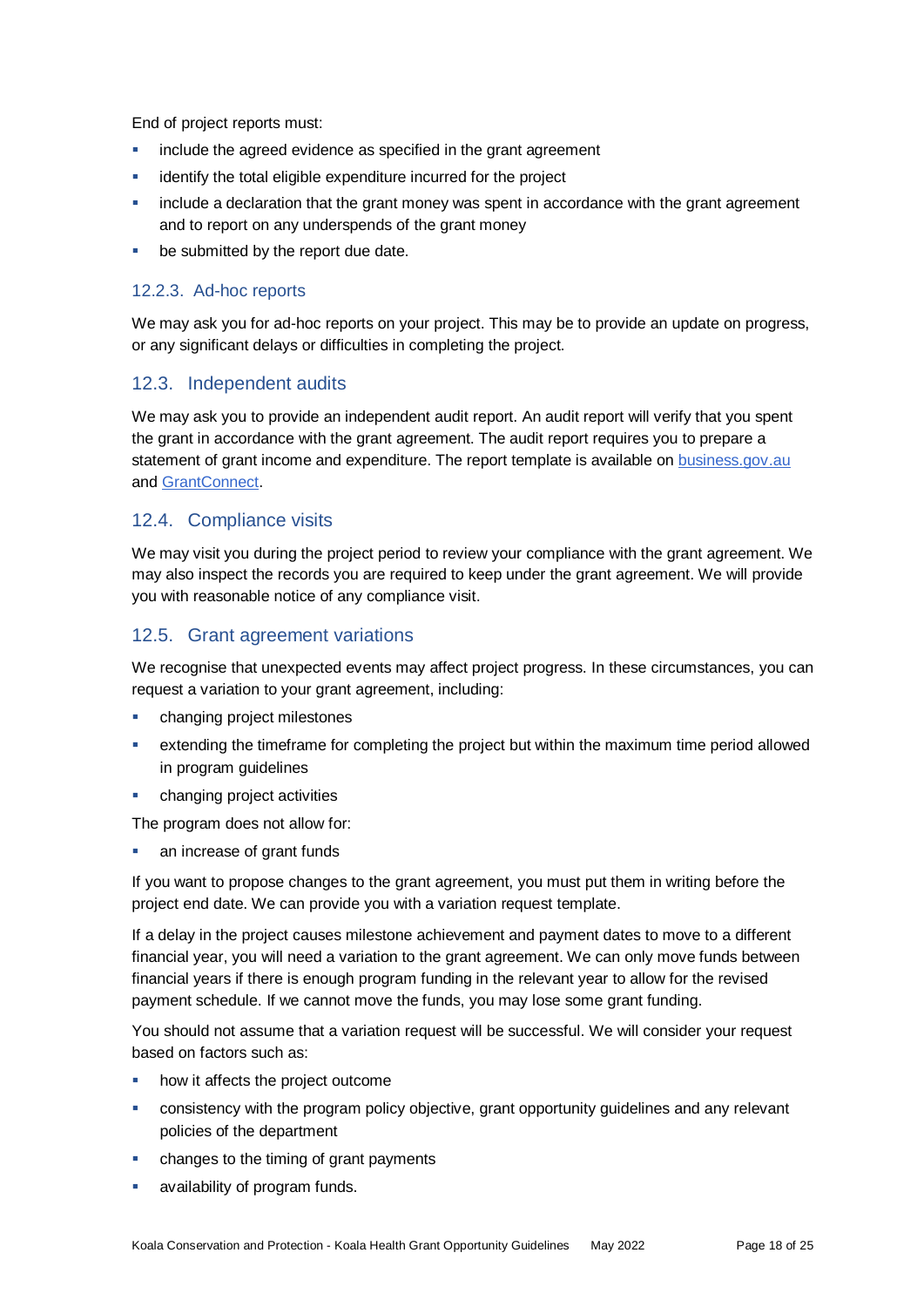End of project reports must:

- include the agreed evidence as specified in the grant agreement
- identify the total eligible expenditure incurred for the project
- include a declaration that the grant money was spent in accordance with the grant agreement and to report on any underspends of the grant money
- be submitted by the report due date.

#### 12.2.3. Ad-hoc reports

We may ask you for ad-hoc reports on your project. This may be to provide an update on progress, or any significant delays or difficulties in completing the project.

### 12.3. Independent audits

We may ask you to provide an independent audit report. An audit report will verify that you spent the grant in accordance with the grant agreement. The audit report requires you to prepare a statement of grant income and expenditure. The report template is available on [business.gov.au](business.gov.au) and [GrantConnect](GrantConnect).

### 12.4. Compliance visits

We may visit you during the project period to review your compliance with the grant agreement. We may also inspect the records you are required to keep under the grant agreement. We will provide you with reasonable notice of any compliance visit.

### 12.5. Grant agreement variations

We recognise that unexpected events may affect project progress. In these circumstances, you can request a variation to your grant agreement, including:

- changing project milestones
- extending the timeframe for completing the project but within the maximum time period allowed in program guidelines
- changing project activities

The program does not allow for:

- an increase of grant funds

If you want to propose changes to the grant agreement, you must put them in writing before the project end date. We can provide you with a variation request template.

If a delay in the project causes milestone achievement and payment dates to move to a different financial year, you will need a variation to the grant agreement. We can only move funds between financial years if there is enough program funding in the relevant year to allow for the revised payment schedule. If we cannot move the funds, you may lose some grant funding.

You should not assume that a variation request will be successful. We will consider your request based on factors such as:

- how it affects the project outcome
- consistency with the program policy objective, grant opportunity guidelines and any relevant policies of the department
- changes to the timing of grant payments
- availability of program funds.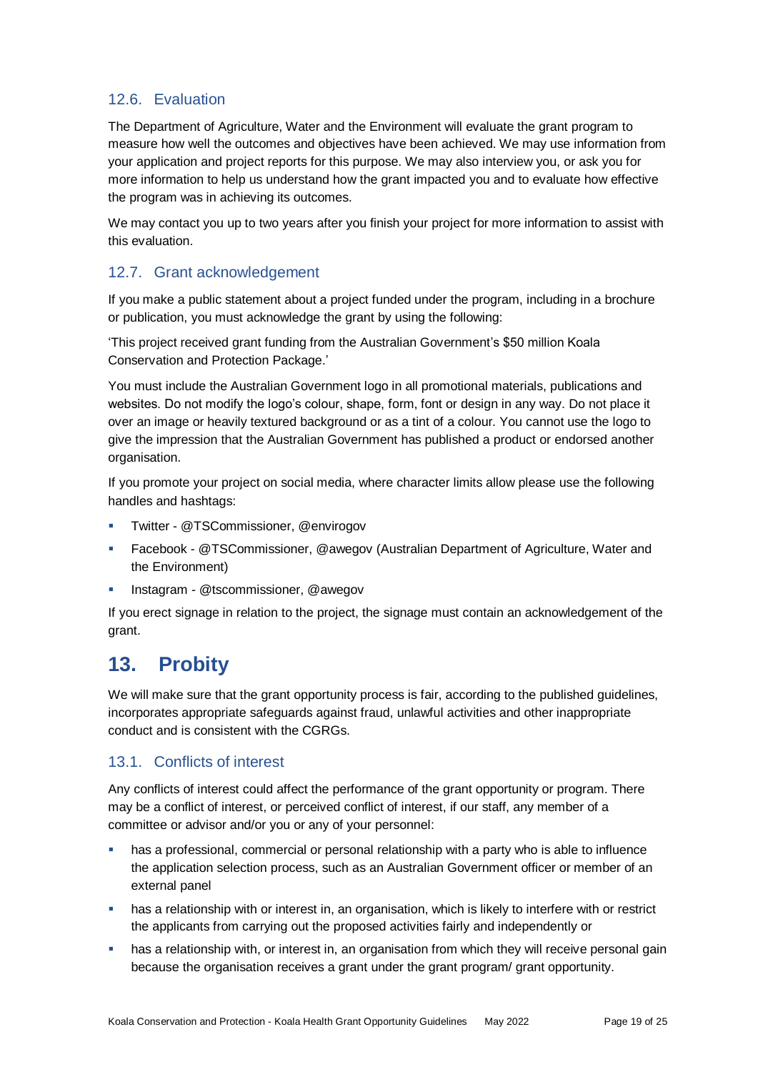### 12.6. Evaluation

The Department of Agriculture, Water and the Environment will evaluate the grant program to measure how well the outcomes and objectives have been achieved. We may use information from your application and project reports for this purpose. We may also interview you, or ask you for more information to help us understand how the grant impacted you and to evaluate how effective the program was in achieving its outcomes.

We may contact you up to two years after you finish your project for more information to assist with this evaluation.

### 12.7. Grant acknowledgement

If you make a public statement about a project funded under the program, including in a brochure or publication, you must acknowledge the grant by using the following:

'This project received grant funding from the Australian Government's $50 million Koala Conservation and Protection Package.'

You must include the Australian Government logo in all promotional materials, publications and websites. Do not modify the logo's colour, shape, form, font or design in any way. Do not place it over an image or heavily textured background or as a tint of a colour. You cannot use the logo to give the impression that the Australian Government has published a product or endorsed another organisation.

If you promote your project on social media, where character limits allow please use the following handles and hashtags:

- Twitter - @TSCommissioner, @envirogov
- Facebook - @TSCommissioner, @awegov (Australian Department of Agriculture, Water and the Environment)
- Instagram - @tscommissioner, @awegov

If you erect signage in relation to the project, the signage must contain an acknowledgement of the grant.

## 13. Probity

We will make sure that the grant opportunity process is fair, according to the published guidelines, incorporates appropriate safeguards against fraud, unlawful activities and other inappropriate conduct and is consistent with the CGRGs.

### 13.1. Conflicts of interest

Any conflicts of interest could affect the performance of the grant opportunity or program. There may be a conflict of interest, or perceived conflict of interest, if our staff, any member of a committee or advisor and/or you or any of your personnel:

- has a professional, commercial or personal relationship with a party who is able to influence the application selection process, such as an Australian Government officer or member of an external panel
- has a relationship with or interest in, an organisation, which is likely to interfere with or restrict the applicants from carrying out the proposed activities fairly and independently or
- has a relationship with, or interest in, an organisation from which they will receive personal gain because the organisation receives a grant under the grant program/ grant opportunity.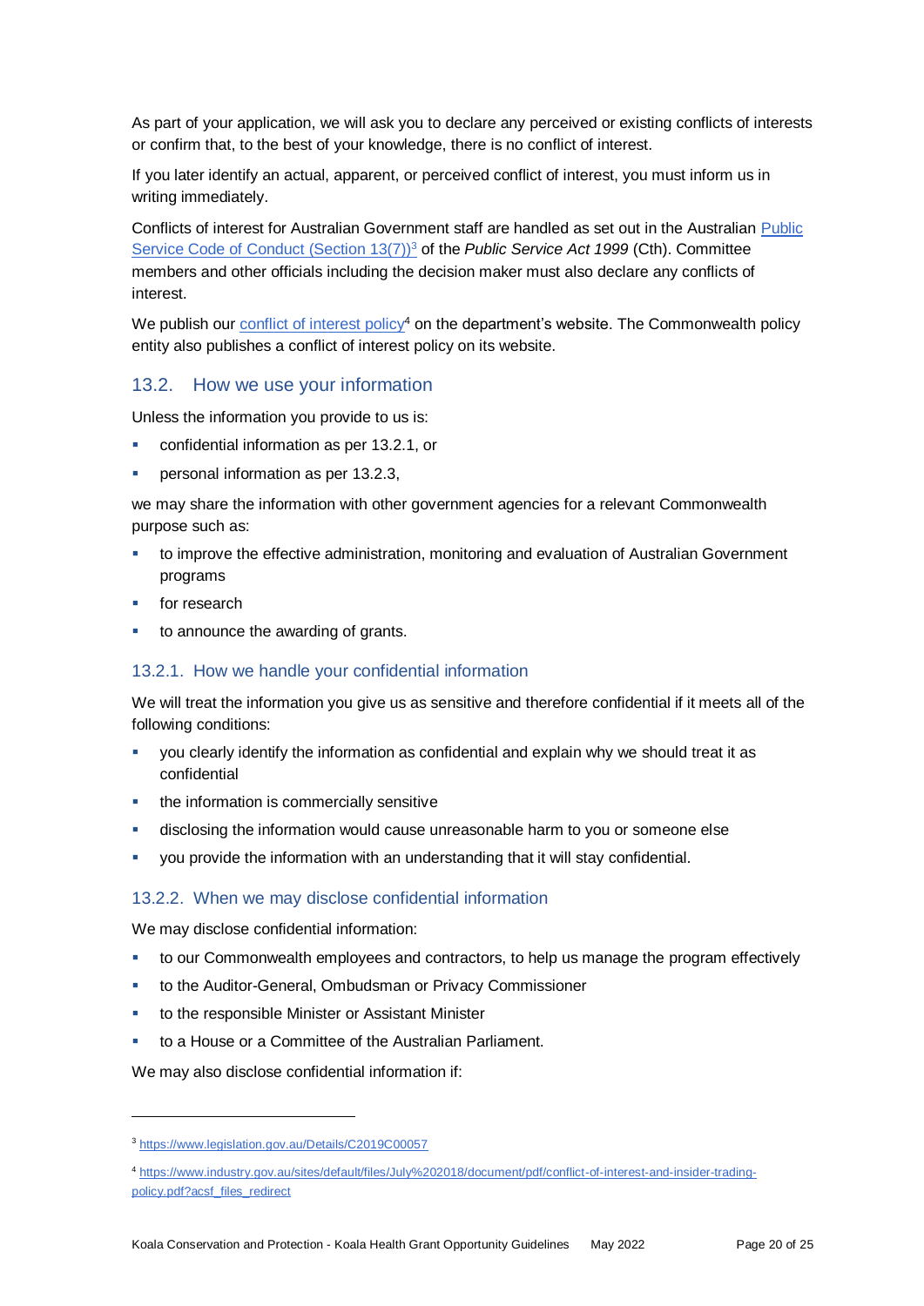As part of your application, we will ask you to declare any perceived or existing conflicts of interests or confirm that, to the best of your knowledge, there is no conflict of interest.

If you later identify an actual, apparent, or perceived conflict of interest, you must inform us in writing immediately.

Conflicts of interest for Australian Government staff are handled as set out in the Australian [Public Service Code of Conduct (Section 13(7))](https://www.legislation.gov.au/Details/C2019C00057)[3] of the *Public Service Act 1999* (Cth). Committee members and other officials including the decision maker must also declare any conflicts of interest.

We publish our [conflict of interest policy](https://www.industry.gov.au/sites/default/files/July%202018/document/pdf/conflict-of-interest-and-insider-trading-policy.pdf?acsf_files_redirect)[4] on the department's website. The Commonwealth policy entity also publishes a conflict of interest policy on its website.

## 13.2. How we use your information

Unless the information you provide to us is:

- confidential information as per 13.2.1, or
- personal information as per 13.2.3,

we may share the information with other government agencies for a relevant Commonwealth purpose such as:

- to improve the effective administration, monitoring and evaluation of Australian Government programs
- for research
- to announce the awarding of grants.

### 13.2.1. How we handle your confidential information

We will treat the information you give us as sensitive and therefore confidential if it meets all of the following conditions:

- you clearly identify the information as confidential and explain why we should treat it as confidential
- the information is commercially sensitive
- disclosing the information would cause unreasonable harm to you or someone else
- you provide the information with an understanding that it will stay confidential.

### 13.2.2. When we may disclose confidential information

We may disclose confidential information:

- to our Commonwealth employees and contractors, to help us manage the program effectively
- to the Auditor-General, Ombudsman or Privacy Commissioner
- to the responsible Minister or Assistant Minister
- to a House or a Committee of the Australian Parliament.

We may also disclose confidential information if:

---

[3] https://www.legislation.gov.au/Details/C2019C00057

[4] https://www.industry.gov.au/sites/default/files/July%202018/document/pdf/conflict-of-interest-and-insider-trading-policy.pdf?acsf_files_redirect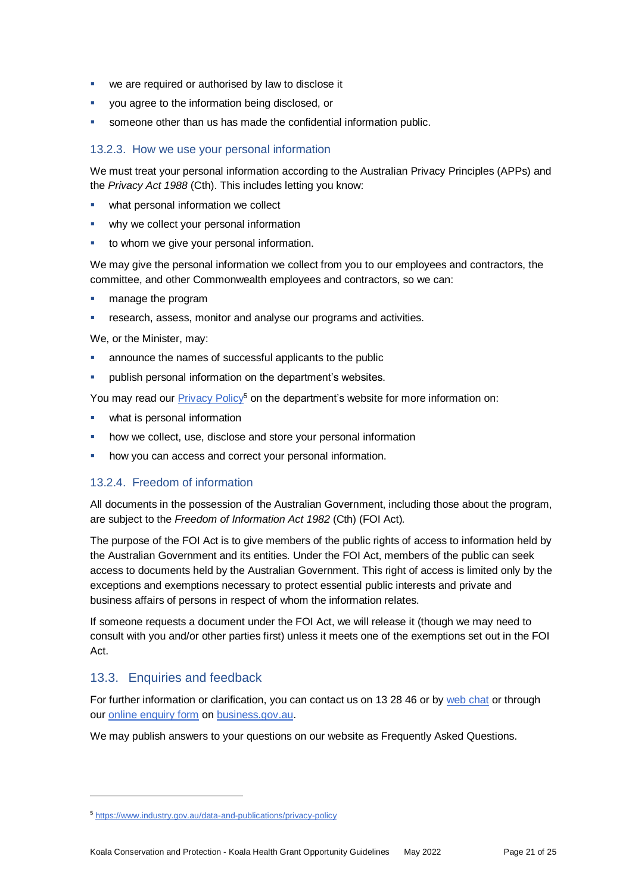- we are required or authorised by law to disclose it
- you agree to the information being disclosed, or
- someone other than us has made the confidential information public.

### 13.2.3. How we use your personal information

We must treat your personal information according to the Australian Privacy Principles (APPs) and the *Privacy Act 1988* (Cth). This includes letting you know:

- what personal information we collect
- why we collect your personal information
- to whom we give your personal information.

We may give the personal information we collect from you to our employees and contractors, the committee, and other Commonwealth employees and contractors, so we can:

- manage the program
- research, assess, monitor and analyse our programs and activities.

We, or the Minister, may:

- announce the names of successful applicants to the public
- publish personal information on the department's websites.

You may read our [Privacy Policy](https://www.industry.gov.au/data-and-publications/privacy-policy)[5] on the department's website for more information on:

- what is personal information
- how we collect, use, disclose and store your personal information
- how you can access and correct your personal information.

### 13.2.4. Freedom of information

All documents in the possession of the Australian Government, including those about the program, are subject to the *Freedom of Information Act 1982* (Cth) (FOI Act).

The purpose of the FOI Act is to give members of the public rights of access to information held by the Australian Government and its entities. Under the FOI Act, members of the public can seek access to documents held by the Australian Government. This right of access is limited only by the exceptions and exemptions necessary to protect essential public interests and private and business affairs of persons in respect of whom the information relates.

If someone requests a document under the FOI Act, we will release it (though we may need to consult with you and/or other parties first) unless it meets one of the exemptions set out in the FOI Act.

## 13.3. Enquiries and feedback

For further information or clarification, you can contact us on 13 28 46 or by web chat or through our online enquiry form on business.gov.au.

We may publish answers to your questions on our website as Frequently Asked Questions.

---

[5] https://www.industry.gov.au/data-and-publications/privacy-policy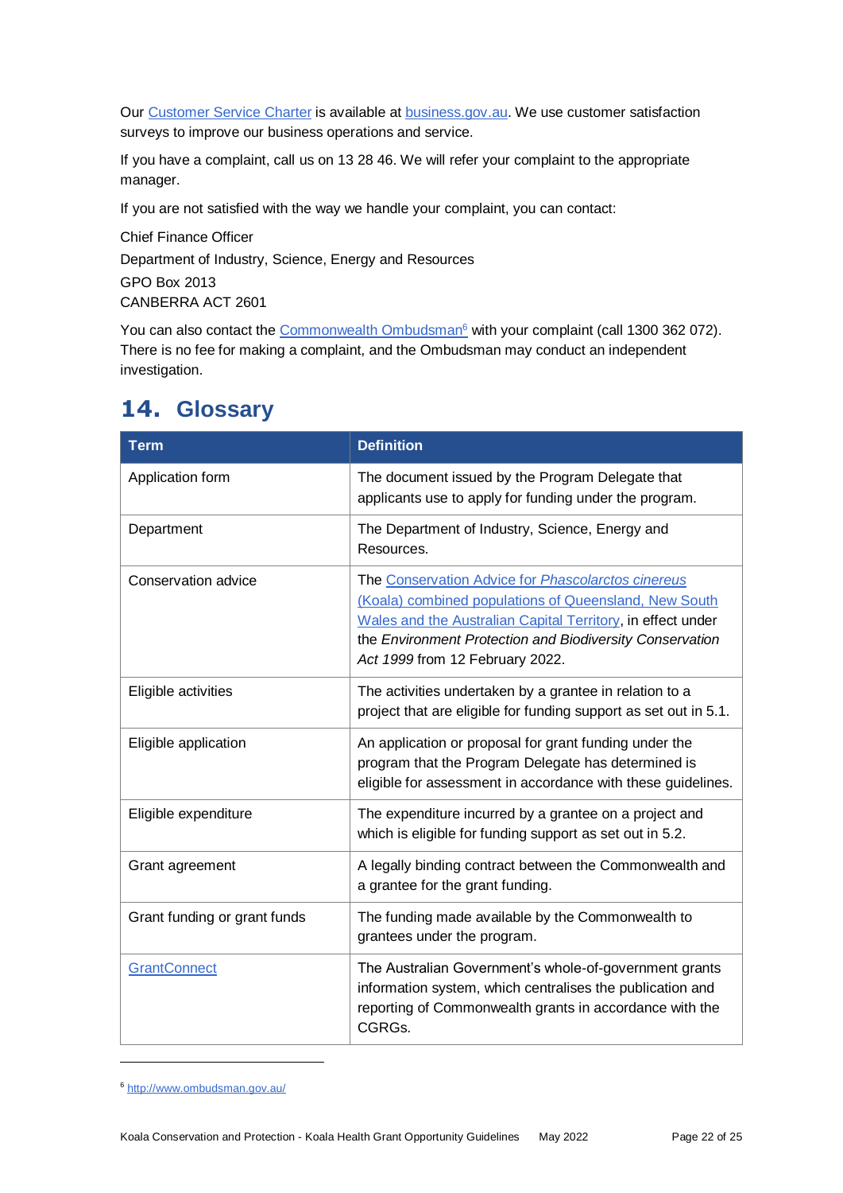Our Customer Service Charter is available at business.gov.au. We use customer satisfaction surveys to improve our business operations and service.

If you have a complaint, call us on 13 28 46. We will refer your complaint to the appropriate manager.

If you are not satisfied with the way we handle your complaint, you can contact:

Chief Finance Officer
Department of Industry, Science, Energy and Resources
GPO Box 2013
CANBERRA ACT 2601

You can also contact the Commonwealth Ombudsman[6] with your complaint (call 1300 362 072). There is no fee for making a complaint, and the Ombudsman may conduct an independent investigation.

## 14. Glossary

| Term | Definition |
| --- | --- |
| Application form | The document issued by the Program Delegate that applicants use to apply for funding under the program. |
| Department | The Department of Industry, Science, Energy and Resources. |
| Conservation advice | The Conservation Advice for *Phascolarctos cinereus* (Koala) combined populations of Queensland, New South Wales and the Australian Capital Territory, in effect under the *Environment Protection and Biodiversity Conservation Act 1999* from 12 February 2022. |
| Eligible activities | The activities undertaken by a grantee in relation to a project that are eligible for funding support as set out in 5.1. |
| Eligible application | An application or proposal for grant funding under the program that the Program Delegate has determined is eligible for assessment in accordance with these guidelines. |
| Eligible expenditure | The expenditure incurred by a grantee on a project and which is eligible for funding support as set out in 5.2. |
| Grant agreement | A legally binding contract between the Commonwealth and a grantee for the grant funding. |
| Grant funding or grant funds | The funding made available by the Commonwealth to grantees under the program. |
| GrantConnect | The Australian Government's whole-of-government grants information system, which centralises the publication and reporting of Commonwealth grants in accordance with the CGRGs. |

[6] http://www.ombudsman.gov.au/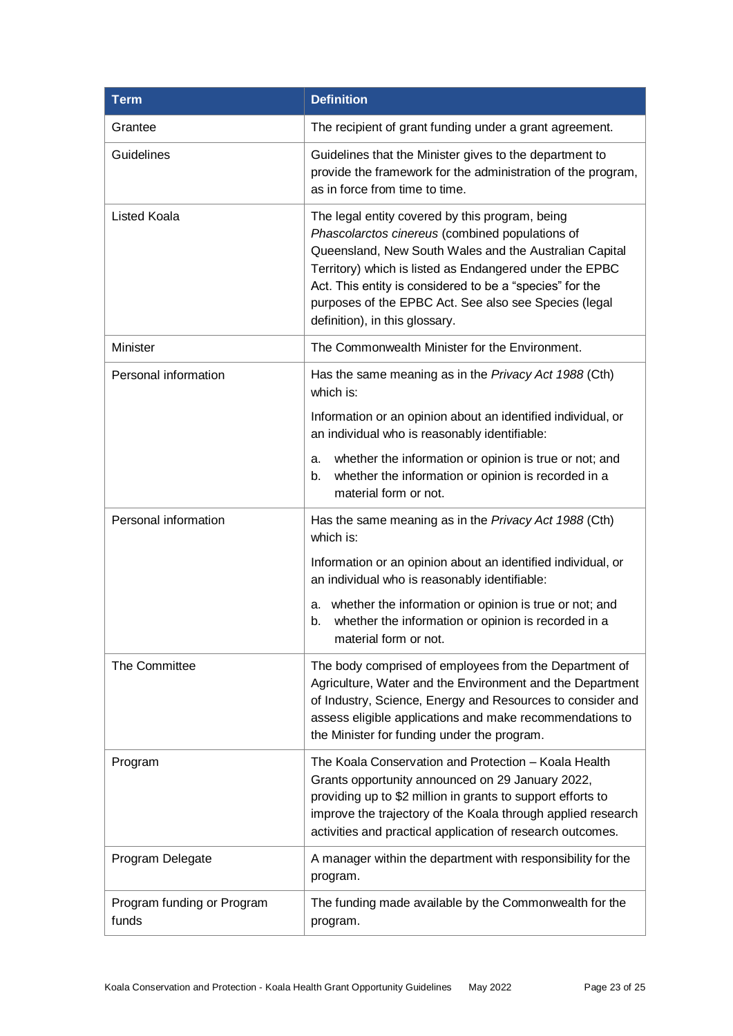| Term | Definition |
| --- | --- |
| Grantee | The recipient of grant funding under a grant agreement. |
| Guidelines | Guidelines that the Minister gives to the department to provide the framework for the administration of the program, as in force from time to time. |
| Listed Koala | The legal entity covered by this program, being *Phascolarctos cinereus* (combined populations of Queensland, New South Wales and the Australian Capital Territory) which is listed as Endangered under the EPBC Act. This entity is considered to be a "species" for the purposes of the EPBC Act. See also see Species (legal definition), in this glossary. |
| Minister | The Commonwealth Minister for the Environment. |
| Personal information | Has the same meaning as in the *Privacy Act 1988* (Cth) which is:<br>Information or an opinion about an identified individual, or an individual who is reasonably identifiable:<br>a. whether the information or opinion is true or not; and<br>b. whether the information or opinion is recorded in a material form or not. |
| Personal information | Has the same meaning as in the *Privacy Act 1988* (Cth) which is:<br>Information or an opinion about an identified individual, or an individual who is reasonably identifiable:<br>a. whether the information or opinion is true or not; and<br>b. whether the information or opinion is recorded in a material form or not. |
| The Committee | The body comprised of employees from the Department of Agriculture, Water and the Environment and the Department of Industry, Science, Energy and Resources to consider and assess eligible applications and make recommendations to the Minister for funding under the program. |
| Program | The Koala Conservation and Protection – Koala Health Grants opportunity announced on 29 January 2022, providing up to $2 million in grants to support efforts to improve the trajectory of the Koala through applied research activities and practical application of research outcomes. |
| Program Delegate | A manager within the department with responsibility for the program. |
| Program funding or Program funds | The funding made available by the Commonwealth for the program. |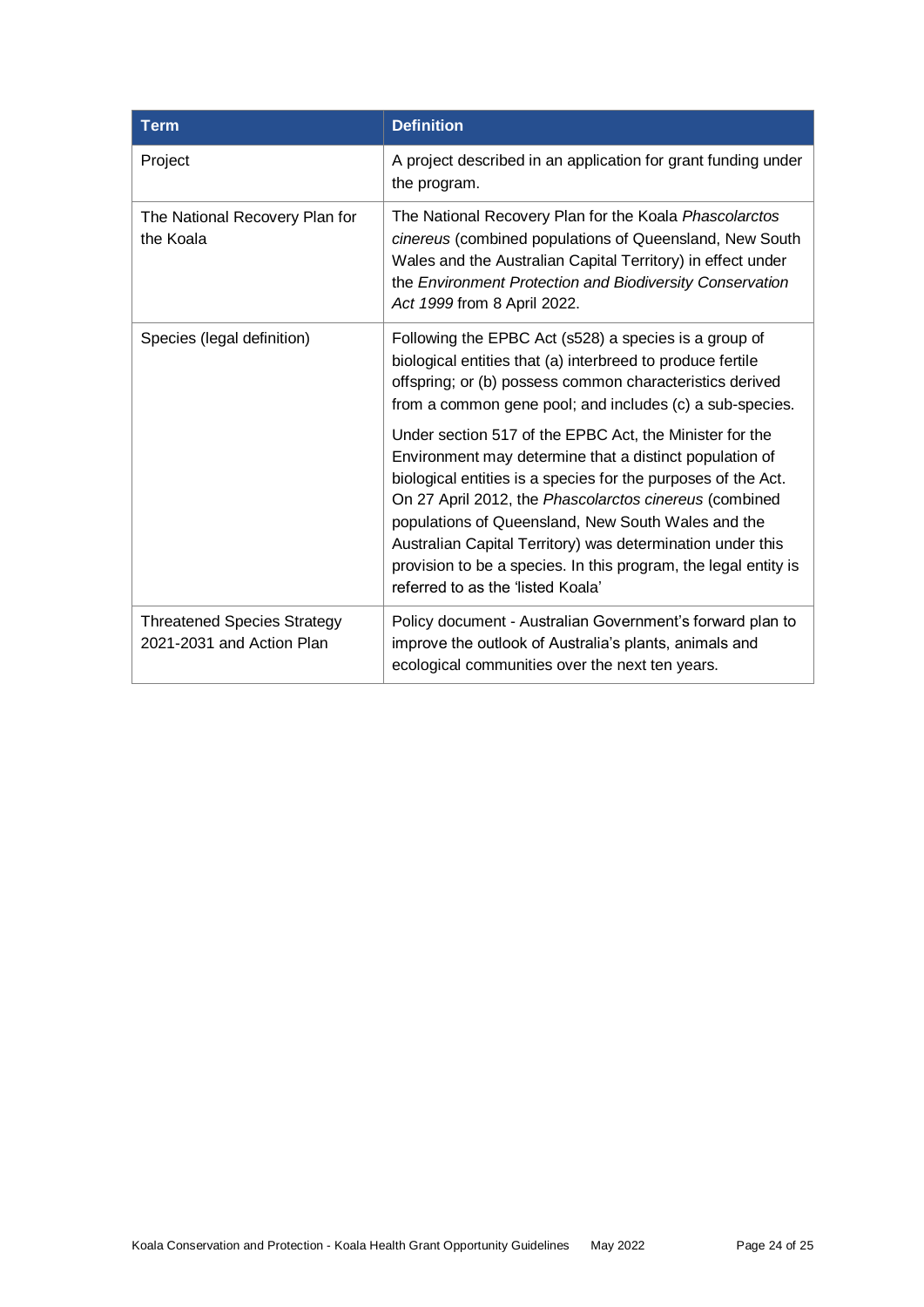| Term | Definition |
| --- | --- |
| Project | A project described in an application for grant funding under the program. |
| The National Recovery Plan for the Koala | The National Recovery Plan for the Koala *Phascolarctos cinereus* (combined populations of Queensland, New South Wales and the Australian Capital Territory) in effect under the *Environment Protection and Biodiversity Conservation Act 1999* from 8 April 2022. |
| Species (legal definition) | Following the EPBC Act (s528) a species is a group of biological entities that (a) interbreed to produce fertile offspring; or (b) possess common characteristics derived from a common gene pool; and includes (c) a sub-species.<br><br>Under section 517 of the EPBC Act, the Minister for the Environment may determine that a distinct population of biological entities is a species for the purposes of the Act. On 27 April 2012, the *Phascolarctos cinereus* (combined populations of Queensland, New South Wales and the Australian Capital Territory) was determination under this provision to be a species. In this program, the legal entity is referred to as the 'listed Koala' |
| Threatened Species Strategy 2021-2031 and Action Plan | Policy document - Australian Government's forward plan to improve the outlook of Australia's plants, animals and ecological communities over the next ten years. |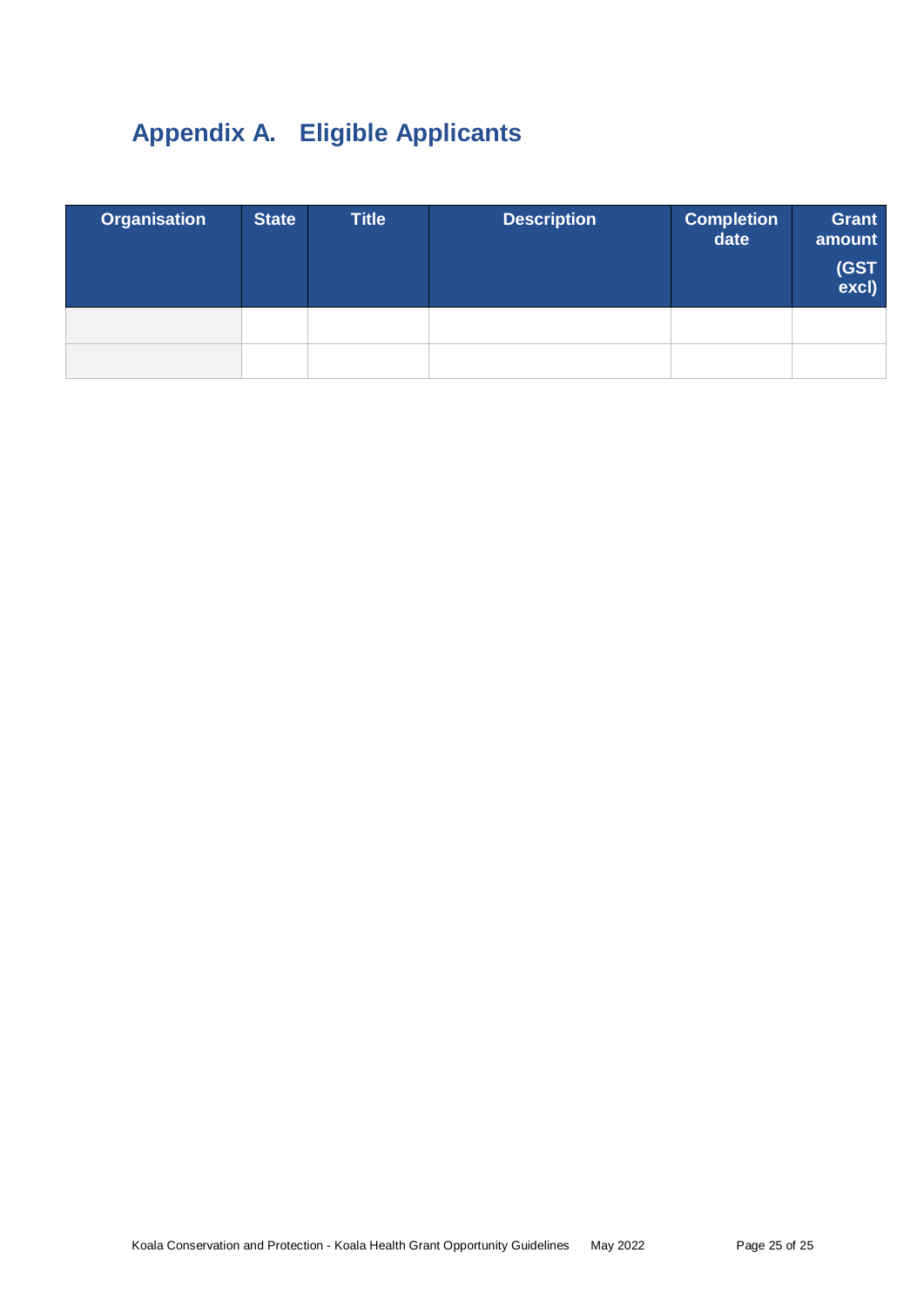# Appendix A. Eligible Applicants

| Organisation | State | Title | Description | Completion date | Grant amount (GST excl) |
|---|---|---|---|---|---|
| | | | | | |
| | | | | | |